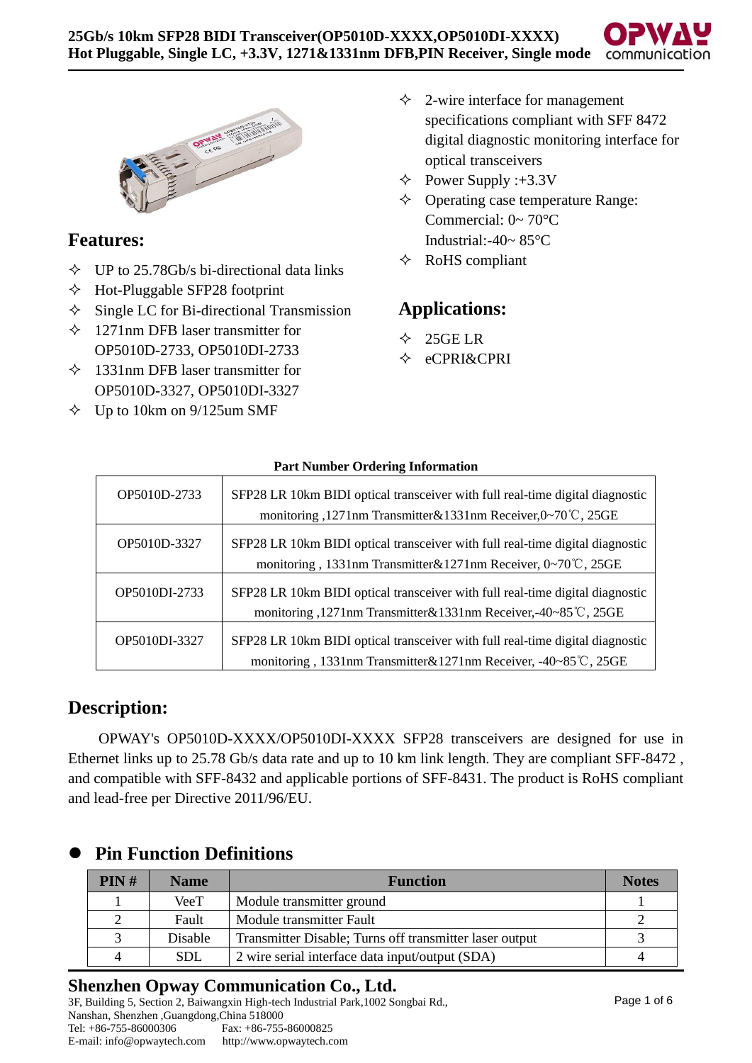# 25Gb/s 10km SFP28 BIDI Transceiver(OP5010D-XXXX,OP5010DI-XXXX)

**Hot Pluggable, Single LC, +3.3V, 1271&1331nm DFB,PIN Receiver, Single mode**

## Features:

- ✧ UP to 25.78Gb/s bi-directional data links
- ✧ Hot-Pluggable SFP28 footprint
- ✧ Single LC for Bi-directional Transmission
- ✧ 1271nm DFB laser transmitter for OP5010D-2733, OP5010DI-2733
- ✧ 1331nm DFB laser transmitter for OP5010D-3327, OP5010DI-3327
- ✧ Up to 10km on 9/125um SMF
- ✧ 2-wire interface for management specifications compliant with SFF 8472 digital diagnostic monitoring interface for optical transceivers
- ✧ Power Supply :+3.3V
- ✧ Operating case temperature Range:
  Commercial: 0~ 70°C
  Industrial:-40~ 85°C
- ✧ RoHS compliant

## Applications:

- ✧ 25GE LR
- ✧ eCPRI&CPRI

**Part Number Ordering Information**

| | |
|---|---|
| OP5010D-2733 | SFP28 LR 10km BIDI optical transceiver with full real-time digital diagnostic monitoring ,1271nm Transmitter&1331nm Receiver,0~70℃, 25GE |
| OP5010D-3327 | SFP28 LR 10km BIDI optical transceiver with full real-time digital diagnostic monitoring , 1331nm Transmitter&1271nm Receiver, 0~70℃, 25GE |
| OP5010DI-2733 | SFP28 LR 10km BIDI optical transceiver with full real-time digital diagnostic monitoring ,1271nm Transmitter&1331nm Receiver,-40~85℃, 25GE |
| OP5010DI-3327 | SFP28 LR 10km BIDI optical transceiver with full real-time digital diagnostic monitoring , 1331nm Transmitter&1271nm Receiver, -40~85℃, 25GE |

## Description:

OPWAY's OP5010D-XXXX/OP5010DI-XXXX SFP28 transceivers are designed for use in Ethernet links up to 25.78 Gb/s data rate and up to 10 km link length. They are compliant SFF-8472 , and compatible with SFF-8432 and applicable portions of SFF-8431. The product is RoHS compliant and lead-free per Directive 2011/96/EU.

## ● Pin Function Definitions

| PIN # | Name | Function | Notes |
|---|---|---|---|
| 1 | VeeT | Module transmitter ground | 1 |
| 2 | Fault | Module transmitter Fault | 2 |
| 3 | Disable | Transmitter Disable; Turns off transmitter laser output | 3 |
| 4 | SDL | 2 wire serial interface data input/output (SDA) | 4 |

**Shenzhen Opway Communication Co., Ltd.**
3F, Building 5, Section 2, Baiwangxin High-tech Industrial Park,1002 Songbai Rd., Nanshan, Shenzhen ,Guangdong,China 518000
Tel: +86-755-86000306 Fax: +86-755-86000825
E-mail: info@opwaytech.com http://www.opwaytech.com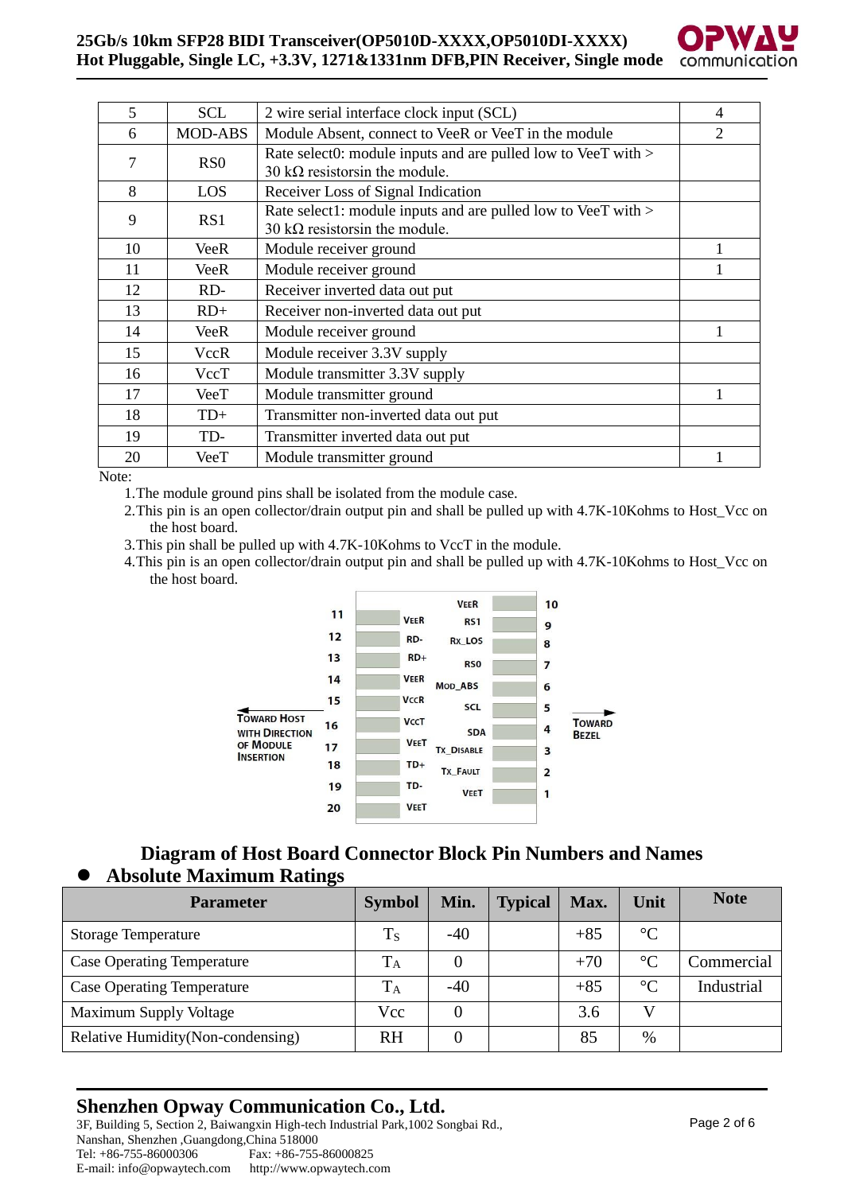| 5 | SCL | 2 wire serial interface clock input (SCL) | 4 |
|---|---|---|---|
| 6 | MOD-ABS | Module Absent, connect to VeeR or VeeT in the module | 2 |
| 7 | RS0 | Rate select0: module inputs and are pulled low to VeeT with > 30 kΩ resistorsin the module. | |
| 8 | LOS | Receiver Loss of Signal Indication | |
| 9 | RS1 | Rate select1: module inputs and are pulled low to VeeT with > 30 kΩ resistorsin the module. | |
| 10 | VeeR | Module receiver ground | 1 |
| 11 | VeeR | Module receiver ground | 1 |
| 12 | RD- | Receiver inverted data out put | |
| 13 | RD+ | Receiver non-inverted data out put | |
| 14 | VeeR | Module receiver ground | 1 |
| 15 | VccR | Module receiver 3.3V supply | |
| 16 | VccT | Module transmitter 3.3V supply | |
| 17 | VeeT | Module transmitter ground | 1 |
| 18 | TD+ | Transmitter non-inverted data out put | |
| 19 | TD- | Transmitter inverted data out put | |
| 20 | VeeT | Module transmitter ground | 1 |

Note:

1. The module ground pins shall be isolated from the module case.
2. This pin is an open collector/drain output pin and shall be pulled up with 4.7K-10Kohms to Host_Vcc on the host board.
3. This pin shall be pulled up with 4.7K-10Kohms to VccT in the module.
4. This pin is an open collector/drain output pin and shall be pulled up with 4.7K-10Kohms to Host_Vcc on the host board.

| Pin | Name | Name | Pin |
|---|---|---|---|
| | | VEER | 10 |
| 11 | VEER | RS1 | 9 |
| 12 | RD- | RX_LOS | 8 |
| 13 | RD+ | RS0 | 7 |
| 14 | VEER | MOD_ABS | 6 |
| 15 | VCCR | SCL | 5 |
| 16 | VCCT | SDA | 4 |
| 17 | VEET | TX_DISABLE | 3 |
| 18 | TD+ | TX_FAULT | 2 |
| 19 | TD- | VEET | 1 |
| 20 | VEET | | |

← TOWARD HOST WITH DIRECTION OF MODULE INSERTION; TOWARD BEZEL →

**Diagram of Host Board Connector Block Pin Numbers and Names**

- **Absolute Maximum Ratings**

| Parameter | Symbol | Min. | Typical | Max. | Unit | Note |
|---|---|---|---|---|---|---|
| Storage Temperature | $T_S$ | -40 | | +85 | °C | |
| Case Operating Temperature | $T_A$ | 0 | | +70 | °C | Commercial |
| Case Operating Temperature | $T_A$ | -40 | | +85 | °C | Industrial |
| Maximum Supply Voltage | Vcc | 0 | | 3.6 | V | |
| Relative Humidity(Non-condensing) | RH | 0 | | 85 | % | |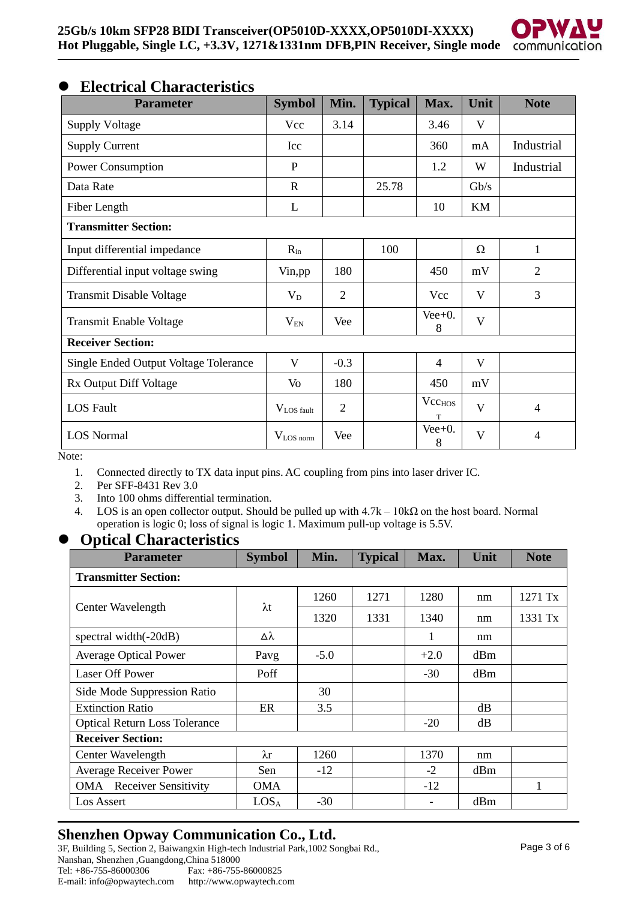## Electrical Characteristics

| Parameter | Symbol | Min. | Typical | Max. | Unit | Note |
|---|---|---|---|---|---|---|
| Supply Voltage | Vcc | 3.14 | | 3.46 | V | |
| Supply Current | Icc | | | 360 | mA | Industrial |
| Power Consumption | P | | | 1.2 | W | Industrial |
| Data Rate | R | | 25.78 | | Gb/s | |
| Fiber Length | L | | | 10 | KM | |
| **Transmitter Section:** | | | | | | |
| Input differential impedance | $R_{in}$ | | 100 | | Ω | 1 |
| Differential input voltage swing | Vin,pp | 180 | | 450 | mV | 2 |
| Transmit Disable Voltage | $V_D$ | 2 | | Vcc | V | 3 |
| Transmit Enable Voltage | $V_{EN}$ | Vee | | Vee+0.8 | V | |
| **Receiver Section:** | | | | | | |
| Single Ended Output Voltage Tolerance | V | -0.3 | | 4 | V | |
| Rx Output Diff Voltage | Vo | 180 | | 450 | mV | |
| LOS Fault | $V_{LOS\ fault}$ | 2 | | $Vcc_{HOST}$ | V | 4 |
| LOS Normal | $V_{LOS\ norm}$ | Vee | | Vee+0.8 | V | 4 |

Note:

1. Connected directly to TX data input pins. AC coupling from pins into laser driver IC.
2. Per SFF-8431 Rev 3.0
3. Into 100 ohms differential termination.
4. LOS is an open collector output. Should be pulled up with 4.7k – 10kΩ on the host board. Normal operation is logic 0; loss of signal is logic 1. Maximum pull-up voltage is 5.5V.

## Optical Characteristics

| Parameter | Symbol | Min. | Typical | Max. | Unit | Note |
|---|---|---|---|---|---|---|
| **Transmitter Section:** | | | | | | |
| Center Wavelength | λt | 1260 | 1271 | 1280 | nm | 1271 Tx |
| | | 1320 | 1331 | 1340 | nm | 1331 Tx |
| spectral width(-20dB) | Δλ | | | 1 | nm | |
| Average Optical Power | Pavg | -5.0 | | +2.0 | dBm | |
| Laser Off Power | Poff | | | -30 | dBm | |
| Side Mode Suppression Ratio | | 30 | | | | |
| Extinction Ratio | ER | 3.5 | | | dB | |
| Optical Return Loss Tolerance | | | | -20 | dB | |
| **Receiver Section:** | | | | | | |
| Center Wavelength | λr | 1260 | | 1370 | nm | |
| Average Receiver Power | Sen | -12 | | -2 | dBm | |
| OMA Receiver Sensitivity | OMA | | | -12 | | 1 |
| Los Assert | $LOS_A$ | -30 | | - | dBm | |

**Shenzhen Opway Communication Co., Ltd.**
3F, Building 5, Section 2, Baiwangxin High-tech Industrial Park,1002 Songbai Rd., Nanshan, Shenzhen ,Guangdong,China 518000
Tel: +86-755-86000306 Fax: +86-755-86000825
E-mail: info@opwaytech.com http://www.opwaytech.com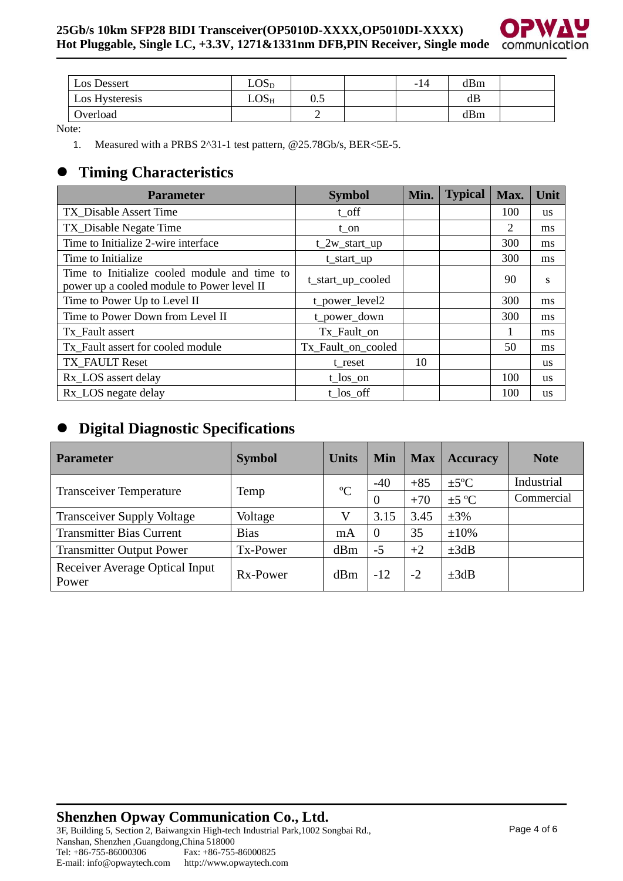| Los Dessert | $LOS_D$ | | | -14 | dBm | |
|---|---|---|---|---|---|---|
| Los Hysteresis | $LOS_H$ | 0.5 | | | dB | |
| Overload | | 2 | | | dBm | |

Note:

1. Measured with a PRBS 2^31-1 test pattern, @25.78Gb/s, BER<5E-5.

## Timing Characteristics

| Parameter | Symbol | Min. | Typical | Max. | Unit |
|---|---|---|---|---|---|
| TX_Disable Assert Time | t_off | | | 100 | us |
| TX_Disable Negate Time | t_on | | | 2 | ms |
| Time to Initialize 2-wire interface | t_2w_start_up | | | 300 | ms |
| Time to Initialize | t_start_up | | | 300 | ms |
| Time to Initialize cooled module and time to power up a cooled module to Power level II | t_start_up_cooled | | | 90 | s |
| Time to Power Up to Level II | t_power_level2 | | | 300 | ms |
| Time to Power Down from Level II | t_power_down | | | 300 | ms |
| Tx_Fault assert | Tx_Fault_on | | | 1 | ms |
| Tx_Fault assert for cooled module | Tx_Fault_on_cooled | | | 50 | ms |
| TX_FAULT Reset | t_reset | 10 | | | us |
| Rx_LOS assert delay | t_los_on | | | 100 | us |
| Rx_LOS negate delay | t_los_off | | | 100 | us |

## Digital Diagnostic Specifications

| Parameter | Symbol | Units | Min | Max | Accuracy | Note |
|---|---|---|---|---|---|---|
| Transceiver Temperature | Temp | ºC | -40 | +85 | ±5ºC | Industrial |
| | | | 0 | +70 | ±5 ºC | Commercial |
| Transceiver Supply Voltage | Voltage | V | 3.15 | 3.45 | ±3% | |
| Transmitter Bias Current | Bias | mA | 0 | 35 | ±10% | |
| Transmitter Output Power | Tx-Power | dBm | -5 | +2 | ±3dB | |
| Receiver Average Optical Input Power | Rx-Power | dBm | -12 | -2 | ±3dB | |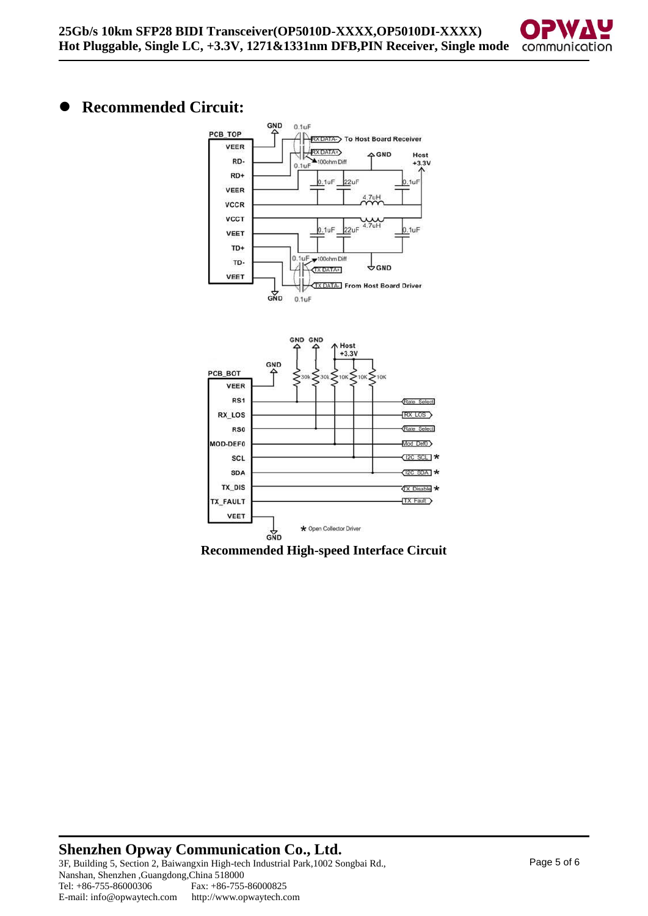## Recommended Circuit:

**Recommended High-speed Interface Circuit**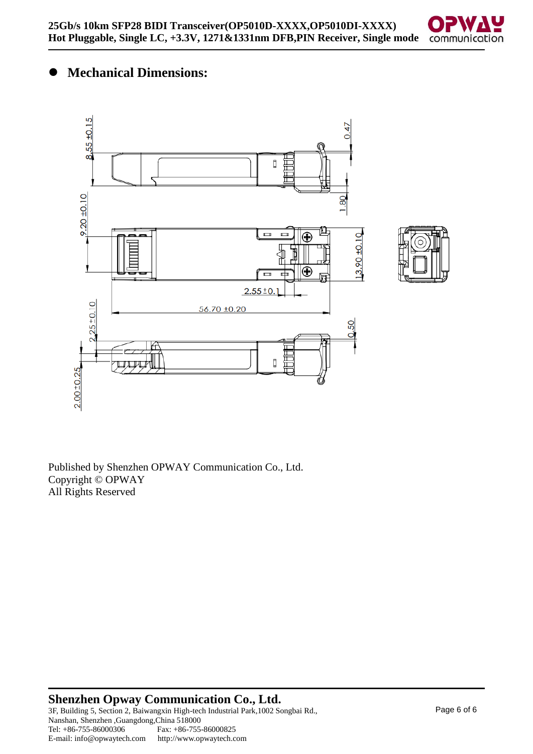## Mechanical Dimensions:

8.55 ±0.15

0.47

1.80

9.20 ±0.10

13.90 ±0.10

2.55±0.1

56.70 ±0.20

2.25±0.10

0.50

2.00±0.25

Published by Shenzhen OPWAY Communication Co., Ltd.
Copyright © OPWAY
All Rights Reserved

**Shenzhen Opway Communication Co., Ltd.**
3F, Building 5, Section 2, Baiwangxin High-tech Industrial Park,1002 Songbai Rd., Nanshan, Shenzhen ,Guangdong,China 518000
Tel: +86-755-86000306 Fax: +86-755-86000825
E-mail: info@opwaytech.com http://www.opwaytech.com